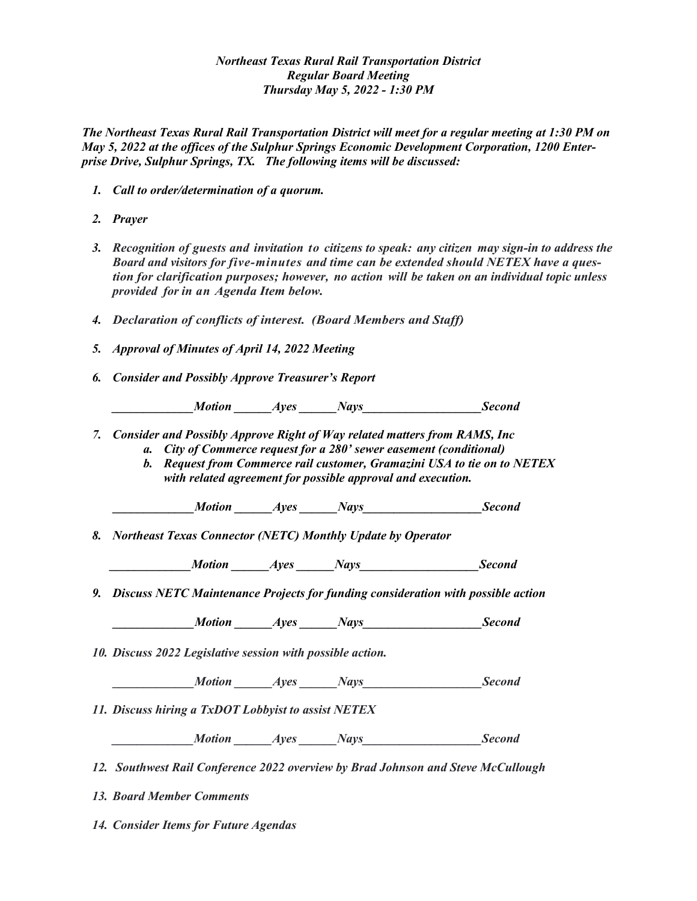***Northeast Texas Rural Rail Transportation District***
***Regular Board Meeting***
***Thursday May 5, 2022 - 1:30 PM***

***The Northeast Texas Rural Rail Transportation District will meet for a regular meeting at 1:30 PM on May 5, 2022 at the offices of the Sulphur Springs Economic Development Corporation, 1200 Enterprise Drive, Sulphur Springs, TX. The following items will be discussed:***

1. ***Call to order/determination of a quorum.***

2. ***Prayer***

3. ***Recognition of guests and invitation to citizens to speak: any citizen may sign-in to address the Board and visitors for five-minutes and time can be extended should NETEX have a question for clarification purposes; however, no action will be taken on an individual topic unless provided for in an Agenda Item below.***

4. ***Declaration of conflicts of interest. (Board Members and Staff)***

5. ***Approval of Minutes of April 14, 2022 Meeting***

6. ***Consider and Possibly Approve Treasurer's Report***

   ***_____________Motion ______Ayes ______Nays___________________Second***

7. ***Consider and Possibly Approve Right of Way related matters from RAMS, Inc***
   a. ***City of Commerce request for a 280' sewer easement (conditional)***
   b. ***Request from Commerce rail customer, Gramazini USA to tie on to NETEX with related agreement for possible approval and execution.***

   ***_____________Motion ______Ayes ______Nays___________________Second***

8. ***Northeast Texas Connector (NETC) Monthly Update by Operator***

   ***_____________Motion ______Ayes ______Nays___________________Second***

9. ***Discuss NETC Maintenance Projects for funding consideration with possible action***

   ***_____________Motion ______Ayes ______Nays___________________Second***

10. ***Discuss 2022 Legislative session with possible action.***

    ***_____________Motion ______Ayes ______Nays___________________Second***

11. ***Discuss hiring a TxDOT Lobbyist to assist NETEX***

    ***_____________Motion ______Ayes ______Nays___________________Second***

12. ***Southwest Rail Conference 2022 overview by Brad Johnson and Steve McCullough***

13. ***Board Member Comments***

14. ***Consider Items for Future Agendas***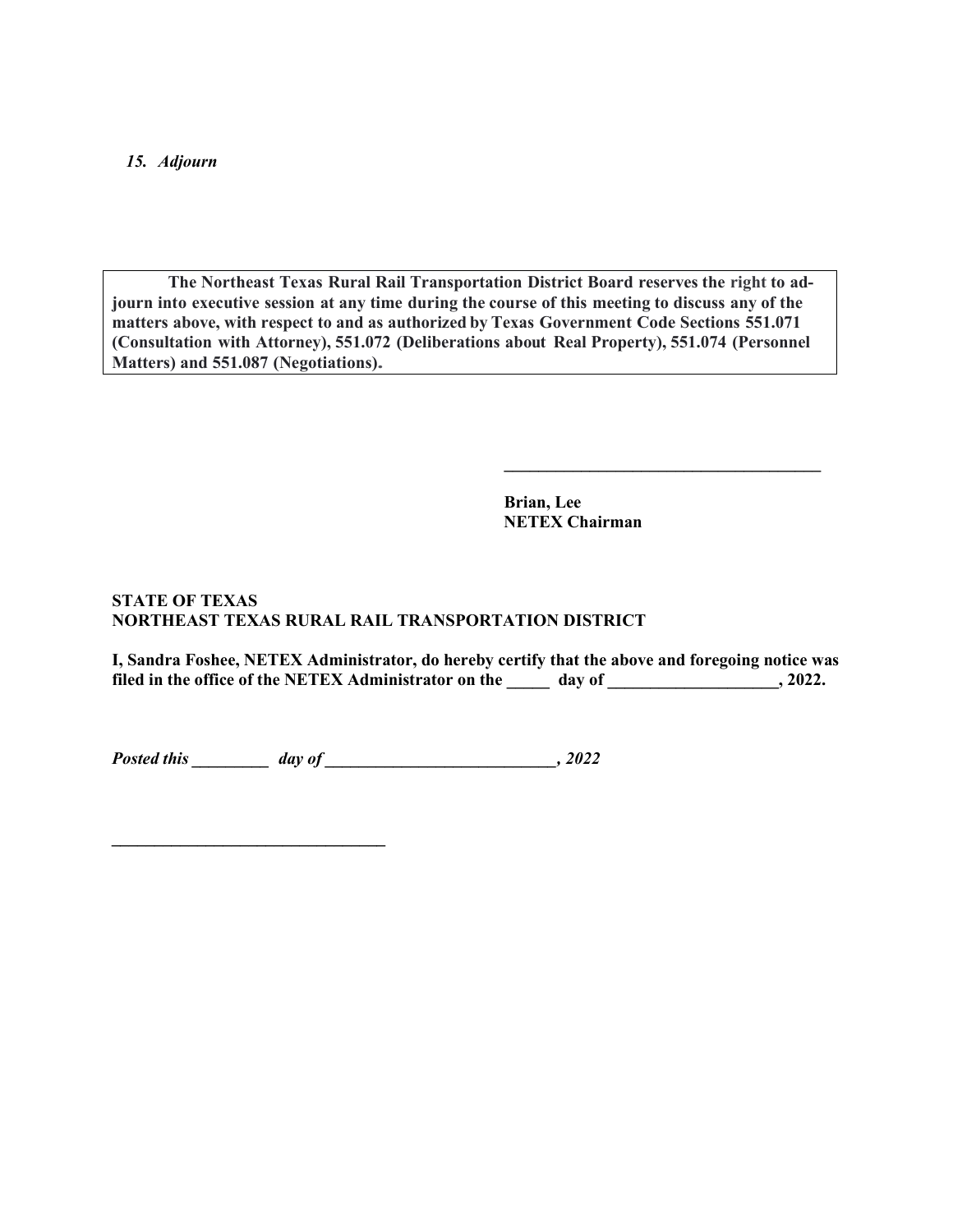*15. Adjourn*

**The Northeast Texas Rural Rail Transportation District Board reserves the right to adjourn into executive session at any time during the course of this meeting to discuss any of the matters above, with respect to and as authorized by Texas Government Code Sections 551.071 (Consultation with Attorney), 551.072 (Deliberations about Real Property), 551.074 (Personnel Matters) and 551.087 (Negotiations).**

**______________________________________**

**Brian, Lee**
**NETEX Chairman**

**STATE OF TEXAS**
**NORTHEAST TEXAS RURAL RAIL TRANSPORTATION DISTRICT**

**I, Sandra Foshee, NETEX Administrator, do hereby certify that the above and foregoing notice was filed in the office of the NETEX Administrator on the _____ day of ____________________, 2022.**

***Posted this _________ day of ___________________________, 2022***

**________________________________**